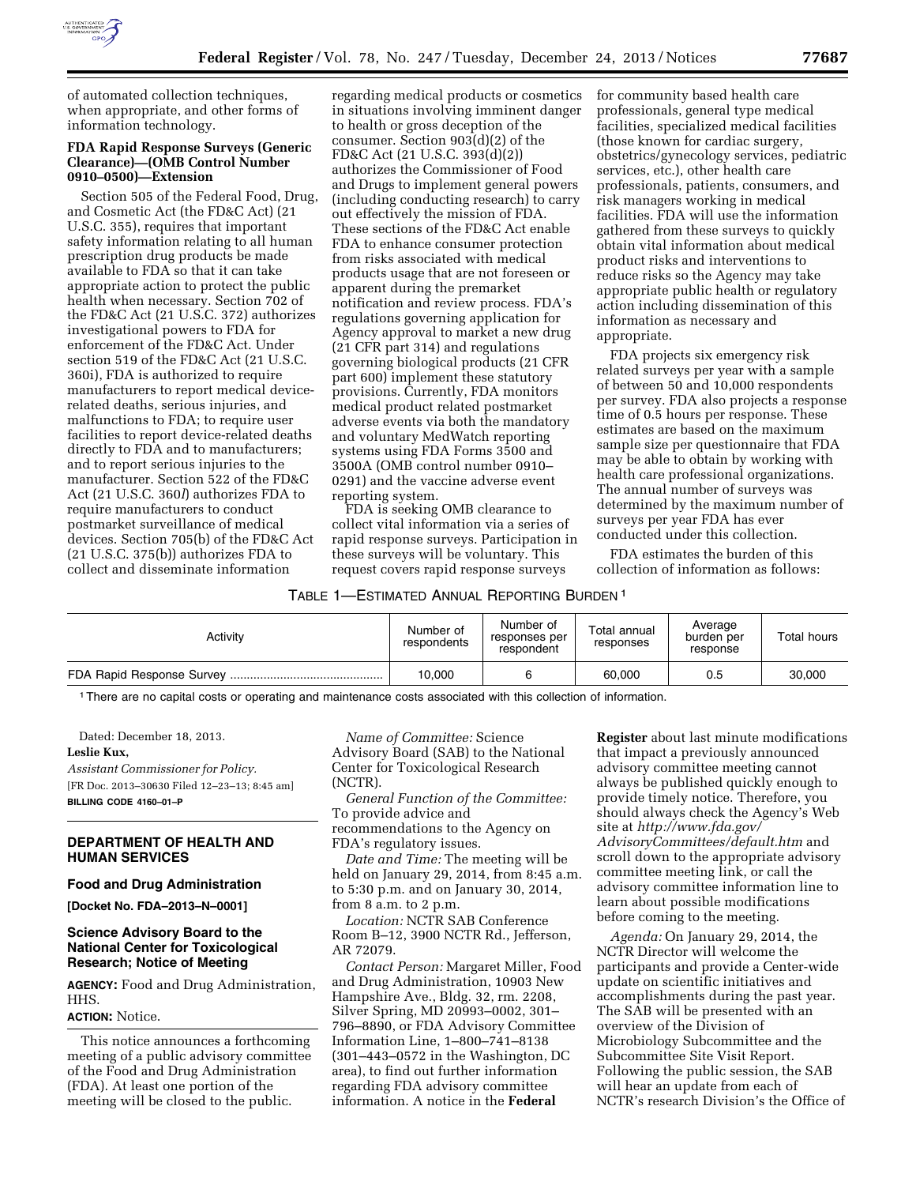of automated collection techniques, when appropriate, and other forms of information technology.

### FDA Rapid Response Surveys (Generic Clearance)—(OMB Control Number 0910–0500)—Extension

Section 505 of the Federal Food, Drug, and Cosmetic Act (the FD&C Act) (21 U.S.C. 355), requires that important safety information relating to all human prescription drug products be made available to FDA so that it can take appropriate action to protect the public health when necessary. Section 702 of the FD&C Act (21 U.S.C. 372) authorizes investigational powers to FDA for enforcement of the FD&C Act. Under section 519 of the FD&C Act (21 U.S.C. 360i), FDA is authorized to require manufacturers to report medical device-related deaths, serious injuries, and malfunctions to FDA; to require user facilities to report device-related deaths directly to FDA and to manufacturers; and to report serious injuries to the manufacturer. Section 522 of the FD&C Act (21 U.S.C. 360*l*) authorizes FDA to require manufacturers to conduct postmarket surveillance of medical devices. Section 705(b) of the FD&C Act (21 U.S.C. 375(b)) authorizes FDA to collect and disseminate information regarding medical products or cosmetics in situations involving imminent danger to health or gross deception of the consumer. Section 903(d)(2) of the FD&C Act (21 U.S.C. 393(d)(2)) authorizes the Commissioner of Food and Drugs to implement general powers (including conducting research) to carry out effectively the mission of FDA. These sections of the FD&C Act enable FDA to enhance consumer protection from risks associated with medical products usage that are not foreseen or apparent during the premarket notification and review process. FDA's regulations governing application for Agency approval to market a new drug (21 CFR part 314) and regulations governing biological products (21 CFR part 600) implement these statutory provisions. Currently, FDA monitors medical product related postmarket adverse events via both the mandatory and voluntary MedWatch reporting systems using FDA Forms 3500 and 3500A (OMB control number 0910–0291) and the vaccine adverse event reporting system.

FDA is seeking OMB clearance to collect vital information via a series of rapid response surveys. Participation in these surveys will be voluntary. This request covers rapid response surveys for community based health care professionals, general type medical facilities, specialized medical facilities (those known for cardiac surgery, obstetrics/gynecology services, pediatric services, etc.), other health care professionals, patients, consumers, and risk managers working in medical facilities. FDA will use the information gathered from these surveys to quickly obtain vital information about medical product risks and interventions to reduce risks so the Agency may take appropriate public health or regulatory action including dissemination of this information as necessary and appropriate.

FDA projects six emergency risk related surveys per year with a sample of between 50 and 10,000 respondents per survey. FDA also projects a response time of 0.5 hours per response. These estimates are based on the maximum sample size per questionnaire that FDA may be able to obtain by working with health care professional organizations. The annual number of surveys was determined by the maximum number of surveys per year FDA has ever conducted under this collection.

FDA estimates the burden of this collection of information as follows:

TABLE 1—ESTIMATED ANNUAL REPORTING BURDEN [1]

| Activity | Number of respondents | Number of responses per respondent | Total annual responses | Average burden per response | Total hours |
|---|---|---|---|---|---|
| FDA Rapid Response Survey | 10,000 | 6 | 60,000 | 0.5 | 30,000 |

[1] There are no capital costs or operating and maintenance costs associated with this collection of information.

Dated: December 18, 2013.

**Leslie Kux,**

*Assistant Commissioner for Policy.*

[FR Doc. 2013–30630 Filed 12–23–13; 8:45 am]

**BILLING CODE 4160–01–P**

## DEPARTMENT OF HEALTH AND HUMAN SERVICES

### Food and Drug Administration

**[Docket No. FDA–2013–N–0001]**

### Science Advisory Board to the National Center for Toxicological Research; Notice of Meeting

**AGENCY:** Food and Drug Administration, HHS.

**ACTION:** Notice.

This notice announces a forthcoming meeting of a public advisory committee of the Food and Drug Administration (FDA). At least one portion of the meeting will be closed to the public.

*Name of Committee:* Science Advisory Board (SAB) to the National Center for Toxicological Research (NCTR).

*General Function of the Committee:* To provide advice and recommendations to the Agency on FDA's regulatory issues.

*Date and Time:* The meeting will be held on January 29, 2014, from 8:45 a.m. to 5:30 p.m. and on January 30, 2014, from 8 a.m. to 2 p.m.

*Location:* NCTR SAB Conference Room B–12, 3900 NCTR Rd., Jefferson, AR 72079.

*Contact Person:* Margaret Miller, Food and Drug Administration, 10903 New Hampshire Ave., Bldg. 32, rm. 2208, Silver Spring, MD 20993–0002, 301–796–8890, or FDA Advisory Committee Information Line, 1–800–741–8138 (301–443–0572 in the Washington, DC area), to find out further information regarding FDA advisory committee information. A notice in the **Federal Register** about last minute modifications that impact a previously announced advisory committee meeting cannot always be published quickly enough to provide timely notice. Therefore, you should always check the Agency's Web site at *http://www.fda.gov/AdvisoryCommittees/default.htm* and scroll down to the appropriate advisory committee meeting link, or call the advisory committee information line to learn about possible modifications before coming to the meeting.

*Agenda:* On January 29, 2014, the NCTR Director will welcome the participants and provide a Center-wide update on scientific initiatives and accomplishments during the past year. The SAB will be presented with an overview of the Division of Microbiology Subcommittee and the Subcommittee Site Visit Report. Following the public session, the SAB will hear an update from each of NCTR's research Division's the Office of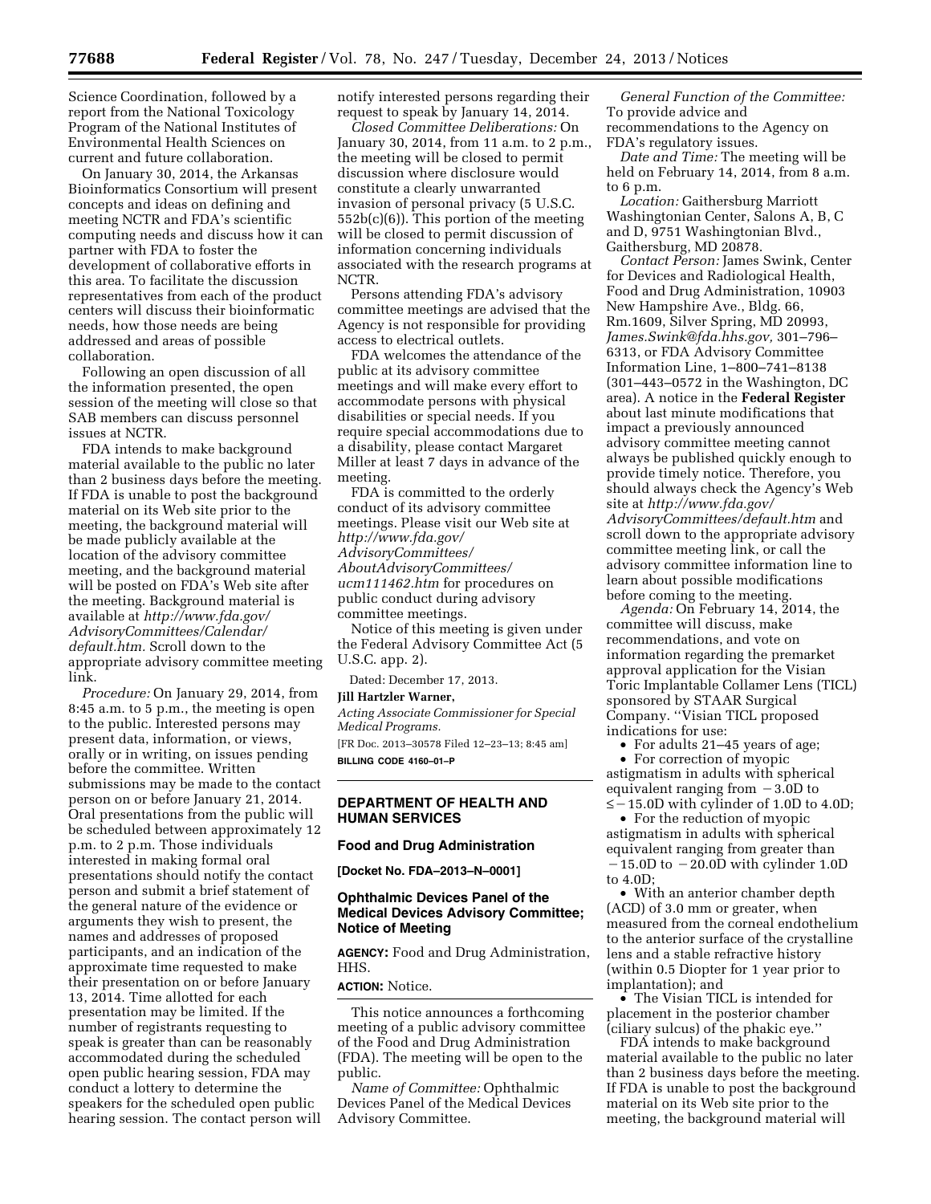Science Coordination, followed by a report from the National Toxicology Program of the National Institutes of Environmental Health Sciences on current and future collaboration.

On January 30, 2014, the Arkansas Bioinformatics Consortium will present concepts and ideas on defining and meeting NCTR and FDA's scientific computing needs and discuss how it can partner with FDA to foster the development of collaborative efforts in this area. To facilitate the discussion representatives from each of the product centers will discuss their bioinformatic needs, how those needs are being addressed and areas of possible collaboration.

Following an open discussion of all the information presented, the open session of the meeting will close so that SAB members can discuss personnel issues at NCTR.

FDA intends to make background material available to the public no later than 2 business days before the meeting. If FDA is unable to post the background material on its Web site prior to the meeting, the background material will be made publicly available at the location of the advisory committee meeting, and the background material will be posted on FDA's Web site after the meeting. Background material is available at *http://www.fda.gov/AdvisoryCommittees/Calendar/default.htm.* Scroll down to the appropriate advisory committee meeting link.

*Procedure:* On January 29, 2014, from 8:45 a.m. to 5 p.m., the meeting is open to the public. Interested persons may present data, information, or views, orally or in writing, on issues pending before the committee. Written submissions may be made to the contact person on or before January 21, 2014. Oral presentations from the public will be scheduled between approximately 12 p.m. to 2 p.m. Those individuals interested in making formal oral presentations should notify the contact person and submit a brief statement of the general nature of the evidence or arguments they wish to present, the names and addresses of proposed participants, and an indication of the approximate time requested to make their presentation on or before January 13, 2014. Time allotted for each presentation may be limited. If the number of registrants requesting to speak is greater than can be reasonably accommodated during the scheduled open public hearing session, FDA may conduct a lottery to determine the speakers for the scheduled open public hearing session. The contact person will notify interested persons regarding their request to speak by January 14, 2014.

*Closed Committee Deliberations:* On January 30, 2014, from 11 a.m. to 2 p.m., the meeting will be closed to permit discussion where disclosure would constitute a clearly unwarranted invasion of personal privacy (5 U.S.C. 552b(c)(6)). This portion of the meeting will be closed to permit discussion of information concerning individuals associated with the research programs at NCTR.

Persons attending FDA's advisory committee meetings are advised that the Agency is not responsible for providing access to electrical outlets.

FDA welcomes the attendance of the public at its advisory committee meetings and will make every effort to accommodate persons with physical disabilities or special needs. If you require special accommodations due to a disability, please contact Margaret Miller at least 7 days in advance of the meeting.

FDA is committed to the orderly conduct of its advisory committee meetings. Please visit our Web site at *http://www.fda.gov/AdvisoryCommittees/AboutAdvisoryCommittees/ucm111462.htm* for procedures on public conduct during advisory committee meetings.

Notice of this meeting is given under the Federal Advisory Committee Act (5 U.S.C. app. 2).

Dated: December 17, 2013.

**Jill Hartzler Warner,**

*Acting Associate Commissioner for Special Medical Programs.*

[FR Doc. 2013–30578 Filed 12–23–13; 8:45 am]

**BILLING CODE 4160–01–P**

---

## DEPARTMENT OF HEALTH AND HUMAN SERVICES

### Food and Drug Administration

**[Docket No. FDA–2013–N–0001]**

### Ophthalmic Devices Panel of the Medical Devices Advisory Committee; Notice of Meeting

**AGENCY:** Food and Drug Administration, HHS.

**ACTION:** Notice.

This notice announces a forthcoming meeting of a public advisory committee of the Food and Drug Administration (FDA). The meeting will be open to the public.

*Name of Committee:* Ophthalmic Devices Panel of the Medical Devices Advisory Committee.

*General Function of the Committee:* To provide advice and recommendations to the Agency on FDA's regulatory issues.

*Date and Time:* The meeting will be held on February 14, 2014, from 8 a.m. to 6 p.m.

*Location:* Gaithersburg Marriott Washingtonian Center, Salons A, B, C and D, 9751 Washingtonian Blvd., Gaithersburg, MD 20878.

*Contact Person:* James Swink, Center for Devices and Radiological Health, Food and Drug Administration, 10903 New Hampshire Ave., Bldg. 66, Rm.1609, Silver Spring, MD 20993, *James.Swink@fda.hhs.gov,* 301–796–6313, or FDA Advisory Committee Information Line, 1–800–741–8138 (301–443–0572 in the Washington, DC area). A notice in the **Federal Register** about last minute modifications that impact a previously announced advisory committee meeting cannot always be published quickly enough to provide timely notice. Therefore, you should always check the Agency's Web site at *http://www.fda.gov/AdvisoryCommittees/default.htm* and scroll down to the appropriate advisory committee meeting link, or call the advisory committee information line to learn about possible modifications before coming to the meeting.

*Agenda:* On February 14, 2014, the committee will discuss, make recommendations, and vote on information regarding the premarket approval application for the Visian Toric Implantable Collamer Lens (TICL) sponsored by STAAR Surgical Company. ''Visian TICL proposed indications for use:

- For adults 21–45 years of age;
- For correction of myopic astigmatism in adults with spherical equivalent ranging from −3.0D to ≤−15.0D with cylinder of 1.0D to 4.0D;
- For the reduction of myopic astigmatism in adults with spherical equivalent ranging from greater than −15.0D to −20.0D with cylinder 1.0D to 4.0D;
- With an anterior chamber depth (ACD) of 3.0 mm or greater, when measured from the corneal endothelium to the anterior surface of the crystalline lens and a stable refractive history (within 0.5 Diopter for 1 year prior to implantation); and
- The Visian TICL is intended for placement in the posterior chamber (ciliary sulcus) of the phakic eye.''

FDA intends to make background material available to the public no later than 2 business days before the meeting. If FDA is unable to post the background material on its Web site prior to the meeting, the background material will